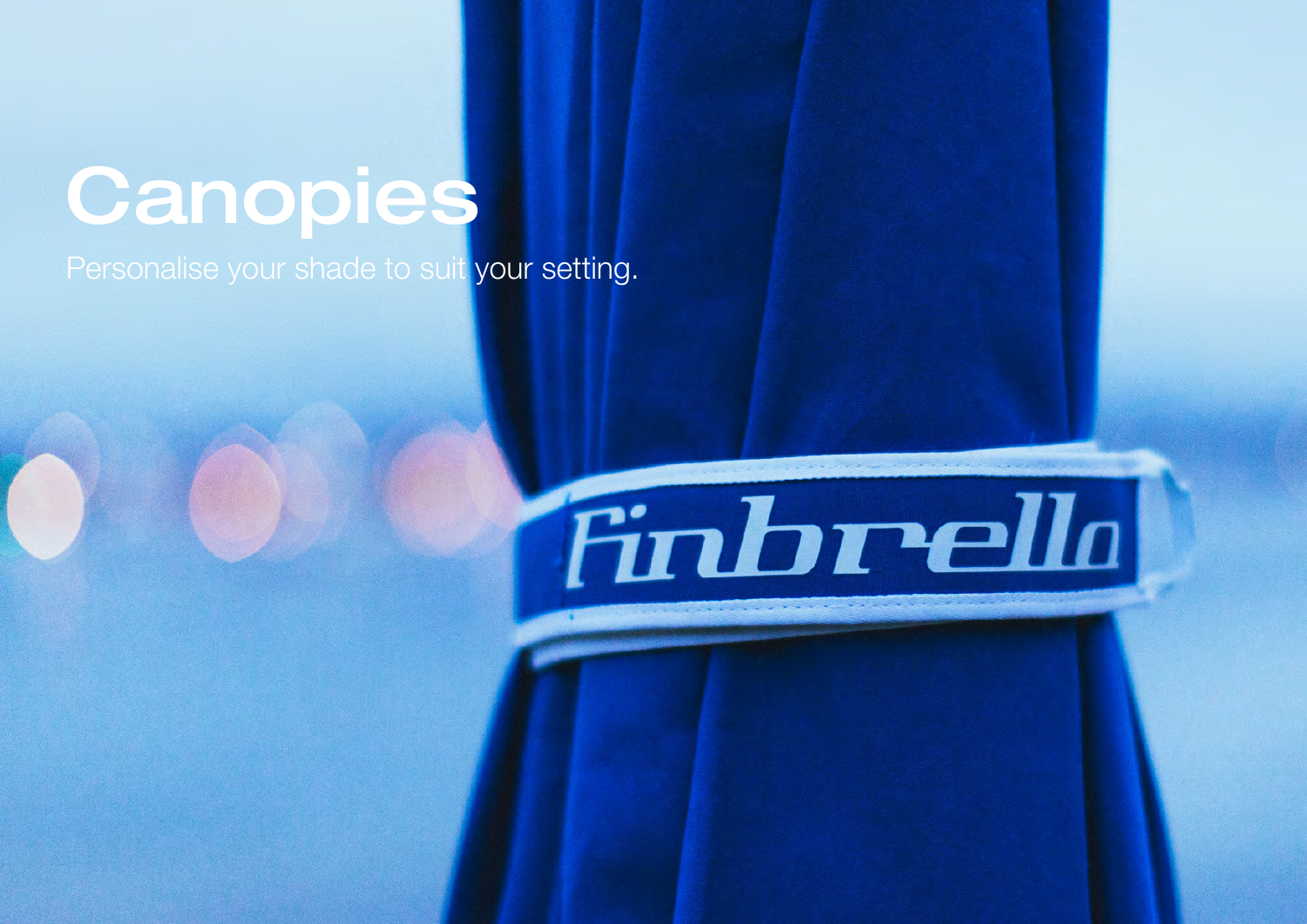# Canopies

Personalise your shade to suit your setting.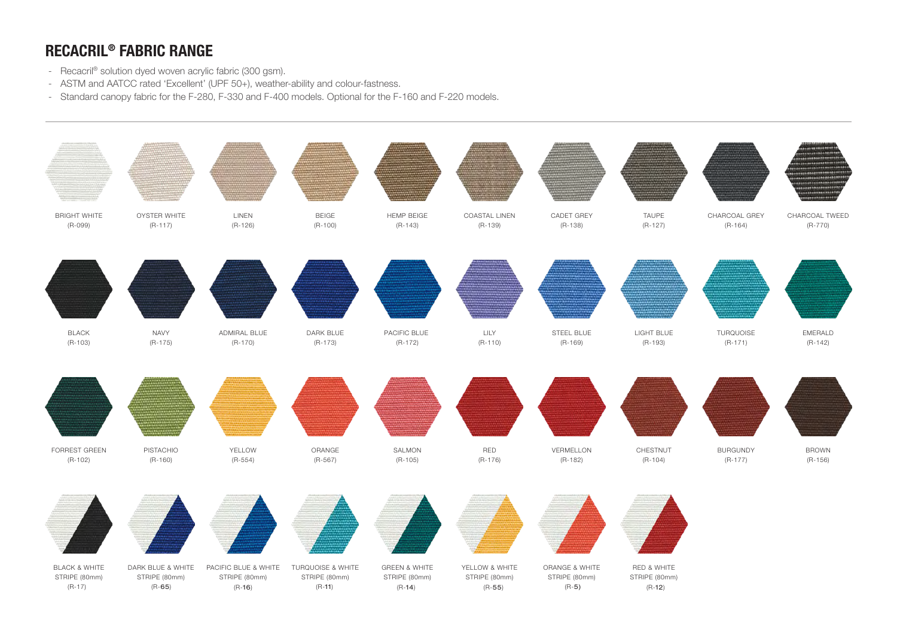## RECACRIL® FABRIC RANGE

- Recacril® solution dyed woven acrylic fabric (300 gsm).
- ASTM and AATCC rated 'Excellent' (UPF 50+), weather-ability and colour-fastness.
- Standard canopy fabric for the F-280, F-330 and F-400 models. Optional for the F-160 and F-220 models.

---

| | | | | | | | | | |
|---|---|---|---|---|---|---|---|---|---|
| BRIGHT WHITE (R-099) | OYSTER WHITE (R-117) | LINEN (R-126) | BEIGE (R-100) | HEMP BEIGE (R-143) | COASTAL LINEN (R-139) | CADET GREY (R-138) | TAUPE (R-127) | CHARCOAL GREY (R-164) | CHARCOAL TWEED (R-770) |
| BLACK (R-103) | NAVY (R-175) | ADMIRAL BLUE (R-170) | DARK BLUE (R-173) | PACIFIC BLUE (R-172) | LILY (R-110) | STEEL BLUE (R-169) | LIGHT BLUE (R-193) | TURQUOISE (R-171) | EMERALD (R-142) |
| FORREST GREEN (R-102) | PISTACHIO (R-160) | YELLOW (R-554) | ORANGE (R-567) | SALMON (R-105) | RED (R-176) | VERMELLON (R-182) | CHESTNUT (R-104) | BURGUNDY (R-177) | BROWN (R-156) |
| BLACK & WHITE STRIPE (80mm) (R-17) | DARK BLUE & WHITE STRIPE (80mm) (R-65) | PACIFIC BLUE & WHITE STRIPE (80mm) (R-16) | TURQUOISE & WHITE STRIPE (80mm) (R-11) | GREEN & WHITE STRIPE (80mm) (R-14) | YELLOW & WHITE STRIPE (80mm) (R-55) | ORANGE & WHITE STRIPE (80mm) (R-5) | RED & WHITE STRIPE (80mm) (R-12) | | |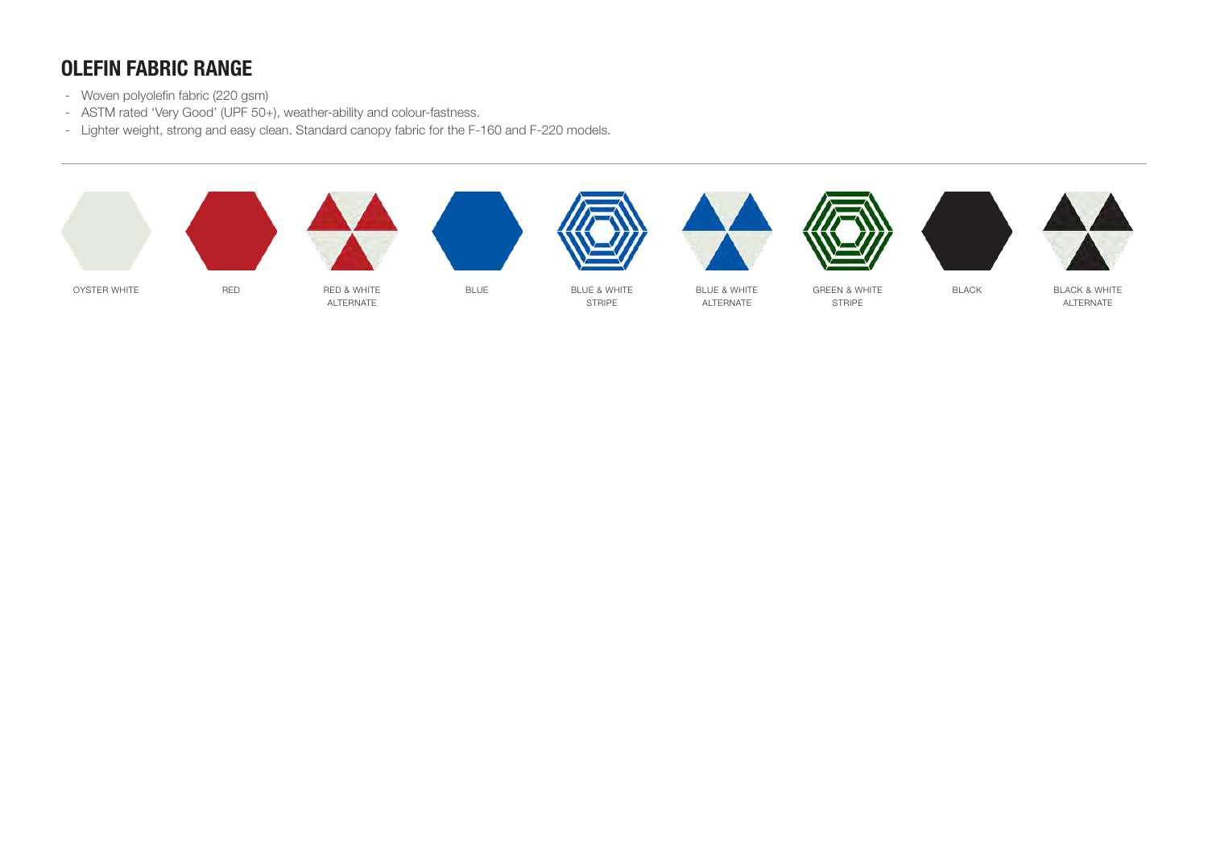# OLEFIN FABRIC RANGE

- Woven polyolefin fabric (220 gsm)
- ASTM rated 'Very Good' (UPF 50+), weather-ability and colour-fastness.
- Lighter weight, strong and easy clean. Standard canopy fabric for the F-160 and F-220 models.

OYSTER WHITE

RED

RED & WHITE ALTERNATE

BLUE

BLUE & WHITE STRIPE

BLUE & WHITE ALTERNATE

GREEN & WHITE STRIPE

BLACK

BLACK & WHITE ALTERNATE